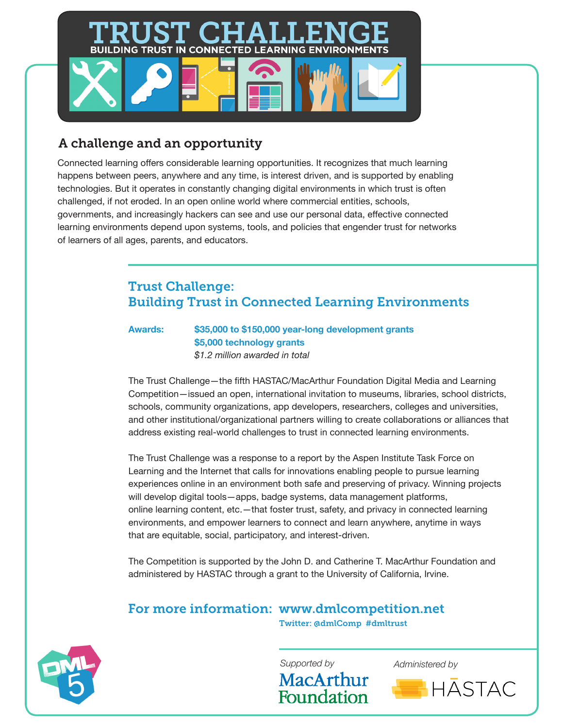# TRUST CHALLENGE

**BUILDING TRUST IN CONNECTED LEARNING ENVIRONMENTS**

## A challenge and an opportunity

Connected learning offers considerable learning opportunities. It recognizes that much learning happens between peers, anywhere and any time, is interest driven, and is supported by enabling technologies. But it operates in constantly changing digital environments in which trust is often challenged, if not eroded. In an open online world where commercial entities, schools, governments, and increasingly hackers can see and use our personal data, effective connected learning environments depend upon systems, tools, and policies that engender trust for networks of learners of all ages, parents, and educators.

## Trust Challenge: Building Trust in Connected Learning Environments

**Awards:** **$35,000 to $150,000 year-long development grants**
**$5,000 technology grants**
*$1.2 million awarded in total*

The Trust Challenge—the fifth HASTAC/MacArthur Foundation Digital Media and Learning Competition—issued an open, international invitation to museums, libraries, school districts, schools, community organizations, app developers, researchers, colleges and universities, and other institutional/organizational partners willing to create collaborations or alliances that address existing real-world challenges to trust in connected learning environments.

The Trust Challenge was a response to a report by the Aspen Institute Task Force on Learning and the Internet that calls for innovations enabling people to pursue learning experiences online in an environment both safe and preserving of privacy. Winning projects will develop digital tools—apps, badge systems, data management platforms, online learning content, etc.—that foster trust, safety, and privacy in connected learning environments, and empower learners to connect and learn anywhere, anytime in ways that are equitable, social, participatory, and interest-driven.

The Competition is supported by the John D. and Catherine T. MacArthur Foundation and administered by HASTAC through a grant to the University of California, Irvine.

**For more information: www.dmlcompetition.net**
Twitter: @dmlComp #dmltrust

DML 5

*Supported by* MacArthur Foundation

*Administered by* HASTAC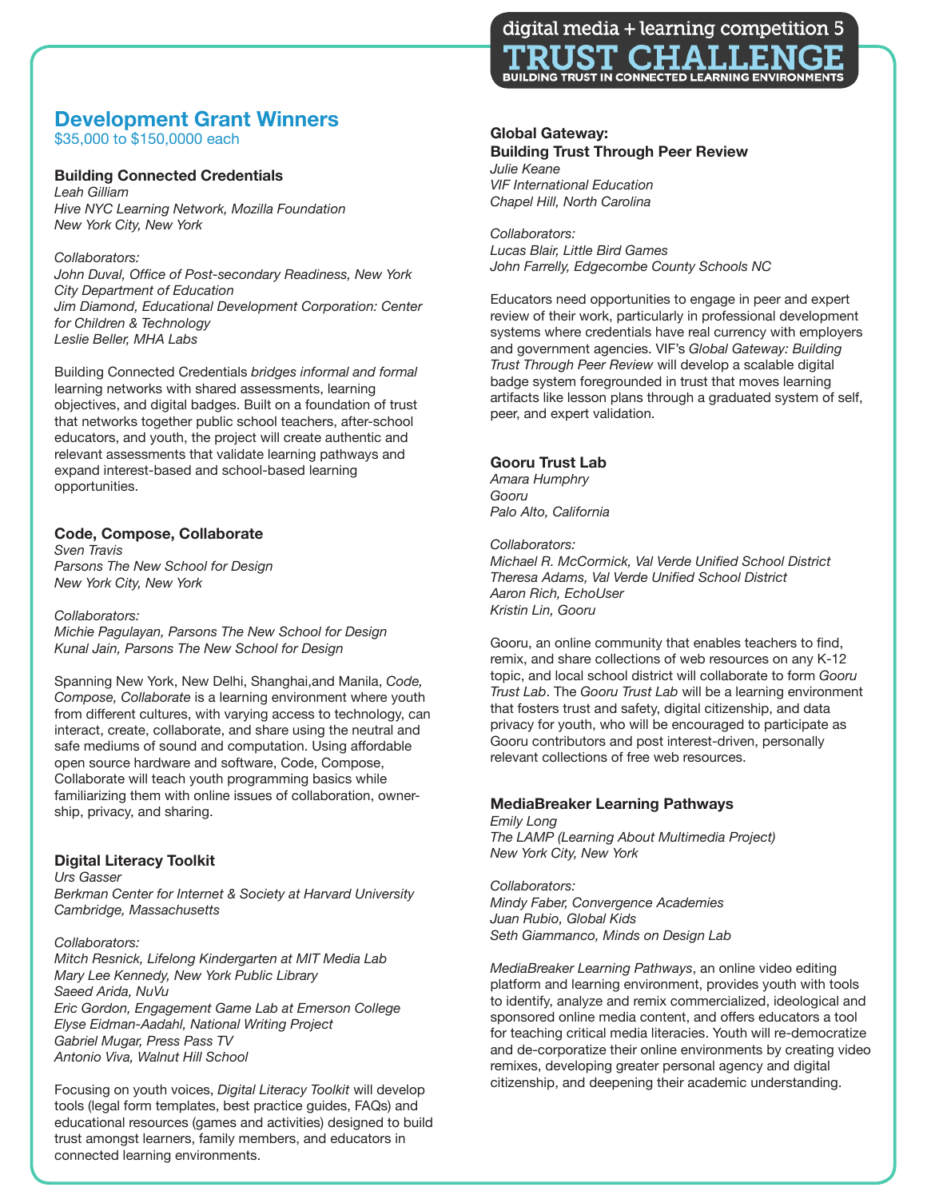digital media + learning competition 5

# TRUST CHALLENGE

BUILDING TRUST IN CONNECTED LEARNING ENVIRONMENTS

## Development Grant Winners

$35,000 to $150,0000 each

### Building Connected Credentials

*Leah Gilliam*
*Hive NYC Learning Network, Mozilla Foundation*
*New York City, New York*

*Collaborators:*
*John Duval, Office of Post-secondary Readiness, New York City Department of Education*
*Jim Diamond, Educational Development Corporation: Center for Children & Technology*
*Leslie Beller, MHA Labs*

Building Connected Credentials *bridges informal and formal* learning networks with shared assessments, learning objectives, and digital badges. Built on a foundation of trust that networks together public school teachers, after-school educators, and youth, the project will create authentic and relevant assessments that validate learning pathways and expand interest-based and school-based learning opportunities.

### Code, Compose, Collaborate

*Sven Travis*
*Parsons The New School for Design*
*New York City, New York*

*Collaborators:*
*Michie Pagulayan, Parsons The New School for Design*
*Kunal Jain, Parsons The New School for Design*

Spanning New York, New Delhi, Shanghai,and Manila, *Code, Compose, Collaborate* is a learning environment where youth from different cultures, with varying access to technology, can interact, create, collaborate, and share using the neutral and safe mediums of sound and computation. Using affordable open source hardware and software, Code, Compose, Collaborate will teach youth programming basics while familiarizing them with online issues of collaboration, ownership, privacy, and sharing.

### Digital Literacy Toolkit

*Urs Gasser*
*Berkman Center for Internet & Society at Harvard University*
*Cambridge, Massachusetts*

*Collaborators:*
*Mitch Resnick, Lifelong Kindergarten at MIT Media Lab*
*Mary Lee Kennedy, New York Public Library*
*Saeed Arida, NuVu*
*Eric Gordon, Engagement Game Lab at Emerson College*
*Elyse Eidman-Aadahl, National Writing Project*
*Gabriel Mugar, Press Pass TV*
*Antonio Viva, Walnut Hill School*

Focusing on youth voices, *Digital Literacy Toolkit* will develop tools (legal form templates, best practice guides, FAQs) and educational resources (games and activities) designed to build trust amongst learners, family members, and educators in connected learning environments.

### Global Gateway: Building Trust Through Peer Review

*Julie Keane*
*VIF International Education*
*Chapel Hill, North Carolina*

*Collaborators:*
*Lucas Blair, Little Bird Games*
*John Farrelly, Edgecombe County Schools NC*

Educators need opportunities to engage in peer and expert review of their work, particularly in professional development systems where credentials have real currency with employers and government agencies. VIF's *Global Gateway: Building Trust Through Peer Review* will develop a scalable digital badge system foregrounded in trust that moves learning artifacts like lesson plans through a graduated system of self, peer, and expert validation.

### Gooru Trust Lab

*Amara Humphry*
*Gooru*
*Palo Alto, California*

*Collaborators:*
*Michael R. McCormick, Val Verde Unified School District*
*Theresa Adams, Val Verde Unified School District*
*Aaron Rich, EchoUser*
*Kristin Lin, Gooru*

Gooru, an online community that enables teachers to find, remix, and share collections of web resources on any K-12 topic, and local school district will collaborate to form *Gooru Trust Lab*. The *Gooru Trust Lab* will be a learning environment that fosters trust and safety, digital citizenship, and data privacy for youth, who will be encouraged to participate as Gooru contributors and post interest-driven, personally relevant collections of free web resources.

### MediaBreaker Learning Pathways

*Emily Long*
*The LAMP (Learning About Multimedia Project)*
*New York City, New York*

*Collaborators:*
*Mindy Faber, Convergence Academies*
*Juan Rubio, Global Kids*
*Seth Giammanco, Minds on Design Lab*

*MediaBreaker Learning Pathways*, an online video editing platform and learning environment, provides youth with tools to identify, analyze and remix commercialized, ideological and sponsored online media content, and offers educators a tool for teaching critical media literacies. Youth will re-democratize and de-corporatize their online environments by creating video remixes, developing greater personal agency and digital citizenship, and deepening their academic understanding.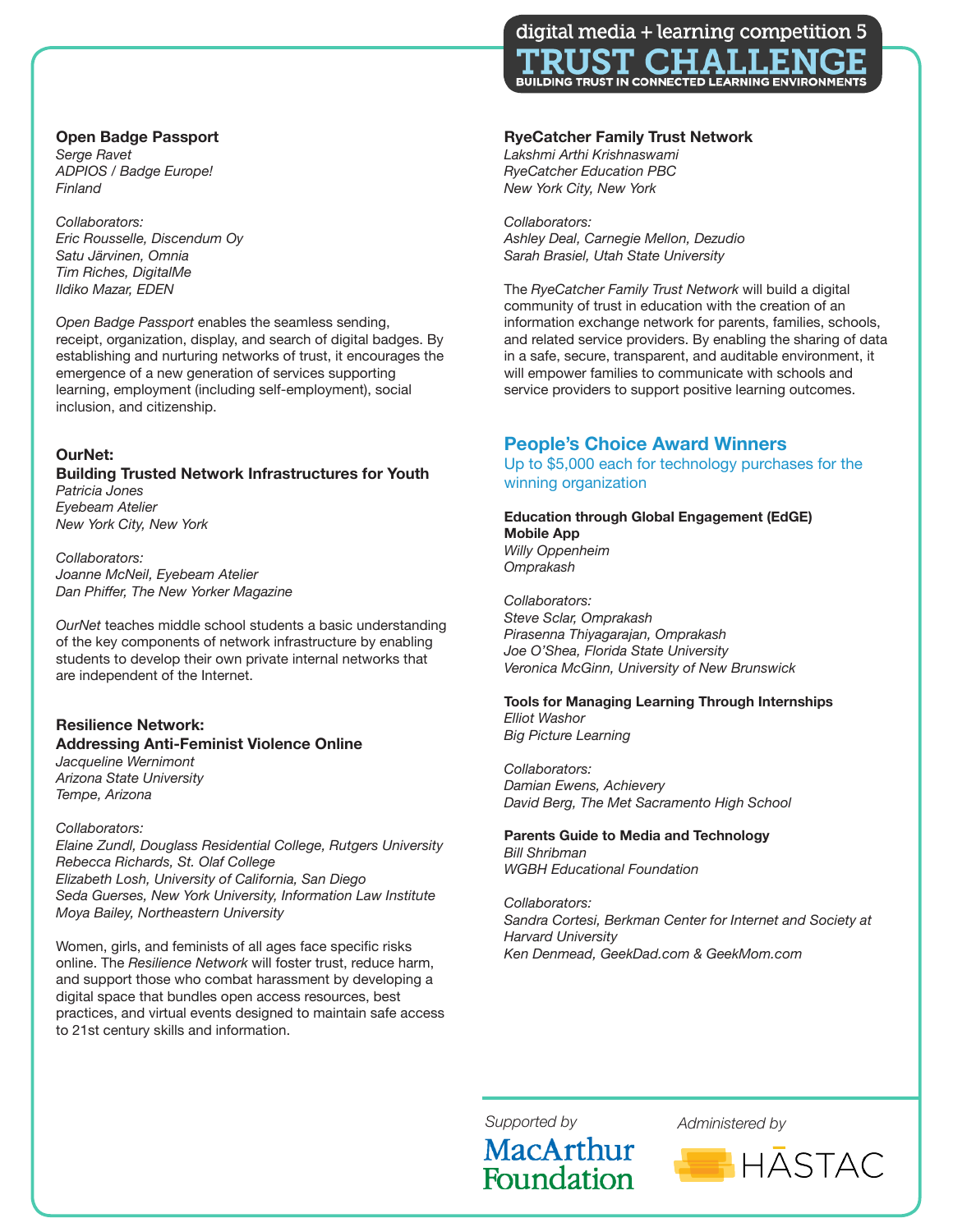digital media + learning competition 5
# TRUST CHALLENGE
BUILDING TRUST IN CONNECTED LEARNING ENVIRONMENTS

**Open Badge Passport**
*Serge Ravet*
*ADPIOS / Badge Europe!*
*Finland*

*Collaborators:*
*Eric Rousselle, Discendum Oy*
*Satu Järvinen, Omnia*
*Tim Riches, DigitalMe*
*Ildiko Mazar, EDEN*

*Open Badge Passport* enables the seamless sending, receipt, organization, display, and search of digital badges. By establishing and nurturing networks of trust, it encourages the emergence of a new generation of services supporting learning, employment (including self-employment), social inclusion, and citizenship.

**OurNet:**
**Building Trusted Network Infrastructures for Youth**
*Patricia Jones*
*Eyebeam Atelier*
*New York City, New York*

*Collaborators:*
*Joanne McNeil, Eyebeam Atelier*
*Dan Phiffer, The New Yorker Magazine*

*OurNet* teaches middle school students a basic understanding of the key components of network infrastructure by enabling students to develop their own private internal networks that are independent of the Internet.

**Resilience Network:**
**Addressing Anti-Feminist Violence Online**
*Jacqueline Wernimont*
*Arizona State University*
*Tempe, Arizona*

*Collaborators:*
*Elaine Zundl, Douglass Residential College, Rutgers University*
*Rebecca Richards, St. Olaf College*
*Elizabeth Losh, University of California, San Diego*
*Seda Guerses, New York University, Information Law Institute*
*Moya Bailey, Northeastern University*

Women, girls, and feminists of all ages face specific risks online. The *Resilience Network* will foster trust, reduce harm, and support those who combat harassment by developing a digital space that bundles open access resources, best practices, and virtual events designed to maintain safe access to 21st century skills and information.

**RyeCatcher Family Trust Network**
*Lakshmi Arthi Krishnaswami*
*RyeCatcher Education PBC*
*New York City, New York*

*Collaborators:*
*Ashley Deal, Carnegie Mellon, Dezudio*
*Sarah Brasiel, Utah State University*

The *RyeCatcher Family Trust Network* will build a digital community of trust in education with the creation of an information exchange network for parents, families, schools, and related service providers. By enabling the sharing of data in a safe, secure, transparent, and auditable environment, it will empower families to communicate with schools and service providers to support positive learning outcomes.

## People's Choice Award Winners

Up to $5,000 each for technology purchases for the winning organization

**Education through Global Engagement (EdGE) Mobile App**
*Willy Oppenheim*
*Omprakash*

*Collaborators:*
*Steve Sclar, Omprakash*
*Pirasenna Thiyagarajan, Omprakash*
*Joe O'Shea, Florida State University*
*Veronica McGinn, University of New Brunswick*

**Tools for Managing Learning Through Internships**
*Elliot Washor*
*Big Picture Learning*

*Collaborators:*
*Damian Ewens, Achievery*
*David Berg, The Met Sacramento High School*

**Parents Guide to Media and Technology**
*Bill Shribman*
*WGBH Educational Foundation*

*Collaborators:*
*Sandra Cortesi, Berkman Center for Internet and Society at Harvard University*
*Ken Denmead, GeekDad.com & GeekMom.com*

*Supported by* MacArthur Foundation

*Administered by* HASTAC